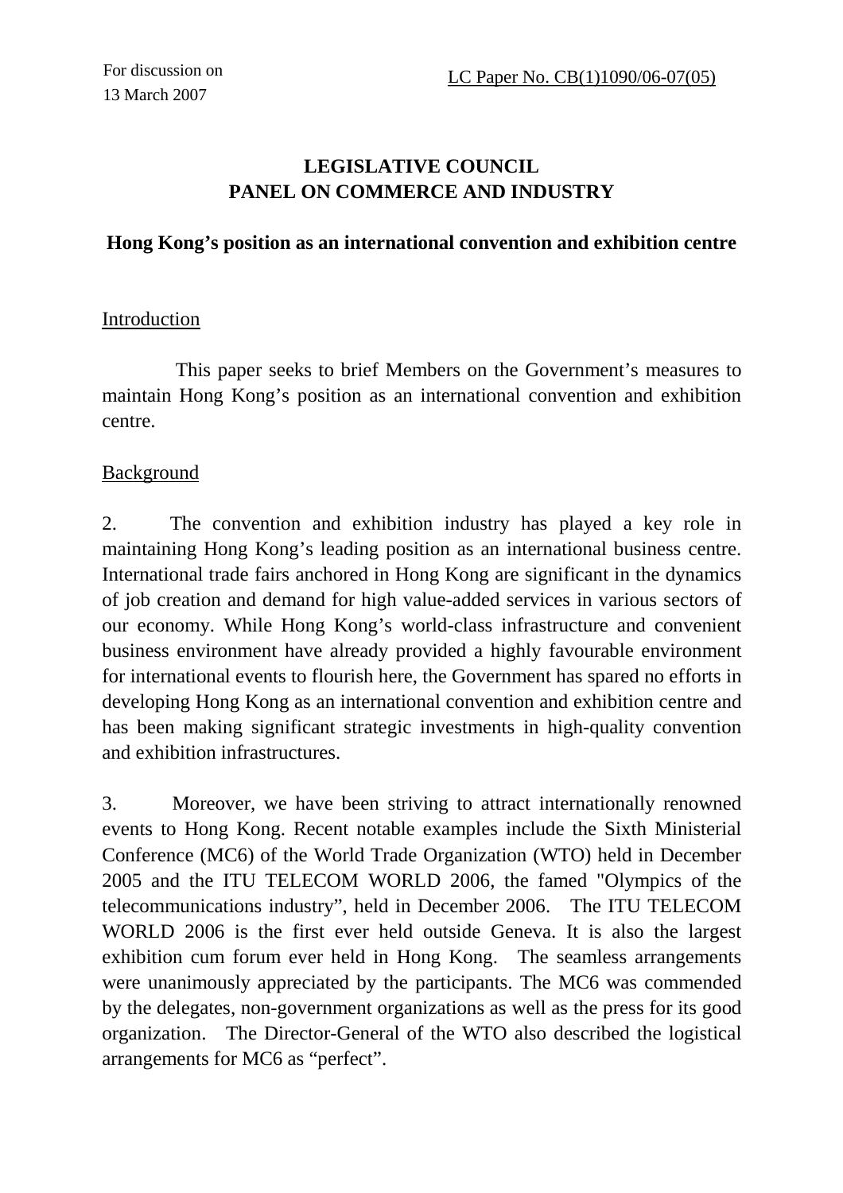For discussion on
13 March 2007

LC Paper No. CB(1)1090/06-07(05)

# LEGISLATIVE COUNCIL
# PANEL ON COMMERCE AND INDUSTRY

## Hong Kong's position as an international convention and exhibition centre

### Introduction

This paper seeks to brief Members on the Government's measures to maintain Hong Kong's position as an international convention and exhibition centre.

### Background

2. The convention and exhibition industry has played a key role in maintaining Hong Kong's leading position as an international business centre. International trade fairs anchored in Hong Kong are significant in the dynamics of job creation and demand for high value-added services in various sectors of our economy. While Hong Kong's world-class infrastructure and convenient business environment have already provided a highly favourable environment for international events to flourish here, the Government has spared no efforts in developing Hong Kong as an international convention and exhibition centre and has been making significant strategic investments in high-quality convention and exhibition infrastructures.

3. Moreover, we have been striving to attract internationally renowned events to Hong Kong. Recent notable examples include the Sixth Ministerial Conference (MC6) of the World Trade Organization (WTO) held in December 2005 and the ITU TELECOM WORLD 2006, the famed "Olympics of the telecommunications industry", held in December 2006. The ITU TELECOM WORLD 2006 is the first ever held outside Geneva. It is also the largest exhibition cum forum ever held in Hong Kong. The seamless arrangements were unanimously appreciated by the participants. The MC6 was commended by the delegates, non-government organizations as well as the press for its good organization. The Director-General of the WTO also described the logistical arrangements for MC6 as "perfect".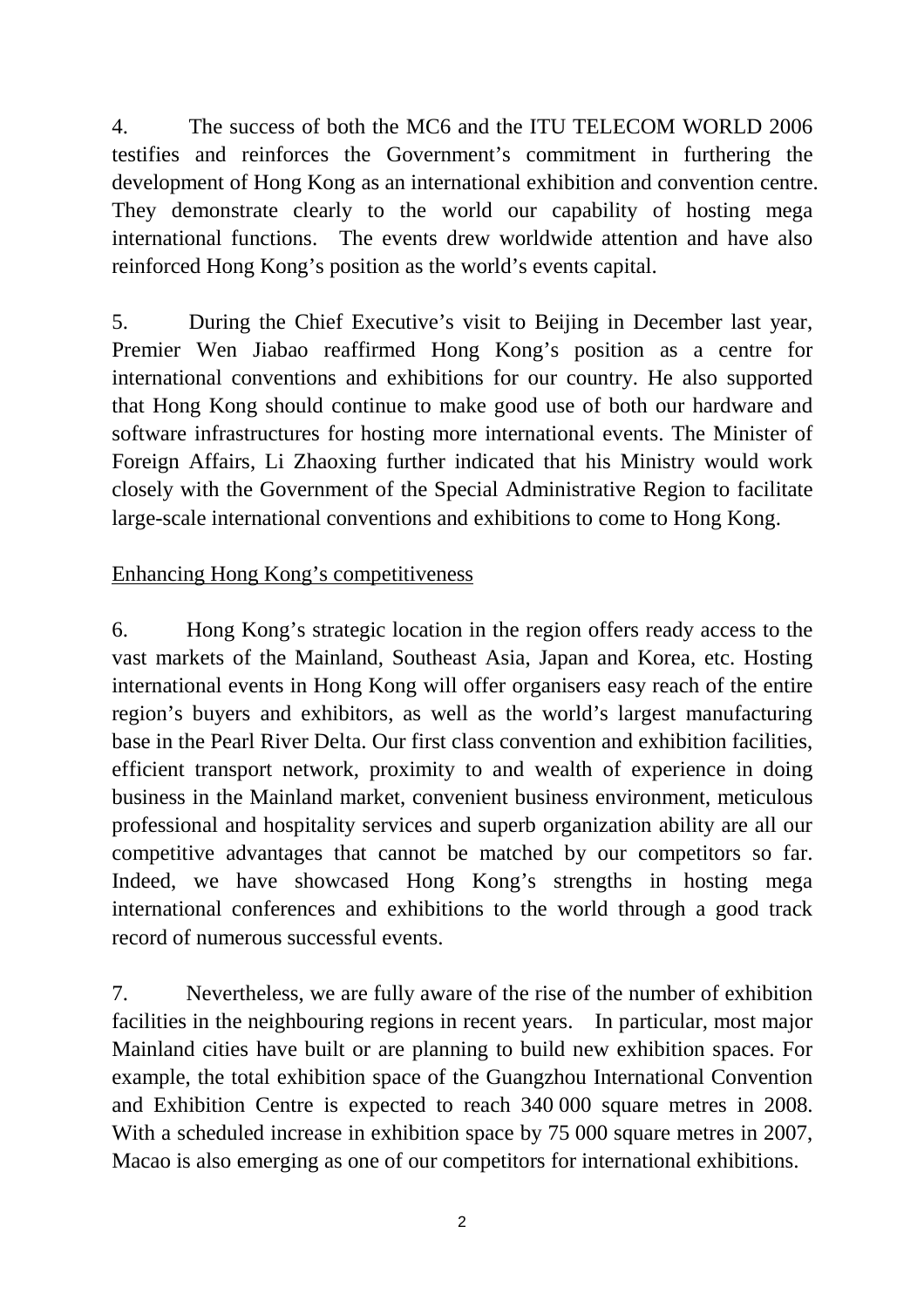4. The success of both the MC6 and the ITU TELECOM WORLD 2006 testifies and reinforces the Government's commitment in furthering the development of Hong Kong as an international exhibition and convention centre. They demonstrate clearly to the world our capability of hosting mega international functions. The events drew worldwide attention and have also reinforced Hong Kong's position as the world's events capital.

5. During the Chief Executive's visit to Beijing in December last year, Premier Wen Jiabao reaffirmed Hong Kong's position as a centre for international conventions and exhibitions for our country. He also supported that Hong Kong should continue to make good use of both our hardware and software infrastructures for hosting more international events. The Minister of Foreign Affairs, Li Zhaoxing further indicated that his Ministry would work closely with the Government of the Special Administrative Region to facilitate large-scale international conventions and exhibitions to come to Hong Kong.

<u>Enhancing Hong Kong's competitiveness</u>

6. Hong Kong's strategic location in the region offers ready access to the vast markets of the Mainland, Southeast Asia, Japan and Korea, etc. Hosting international events in Hong Kong will offer organisers easy reach of the entire region's buyers and exhibitors, as well as the world's largest manufacturing base in the Pearl River Delta. Our first class convention and exhibition facilities, efficient transport network, proximity to and wealth of experience in doing business in the Mainland market, convenient business environment, meticulous professional and hospitality services and superb organization ability are all our competitive advantages that cannot be matched by our competitors so far. Indeed, we have showcased Hong Kong's strengths in hosting mega international conferences and exhibitions to the world through a good track record of numerous successful events.

7. Nevertheless, we are fully aware of the rise of the number of exhibition facilities in the neighbouring regions in recent years. In particular, most major Mainland cities have built or are planning to build new exhibition spaces. For example, the total exhibition space of the Guangzhou International Convention and Exhibition Centre is expected to reach 340 000 square metres in 2008. With a scheduled increase in exhibition space by 75 000 square metres in 2007, Macao is also emerging as one of our competitors for international exhibitions.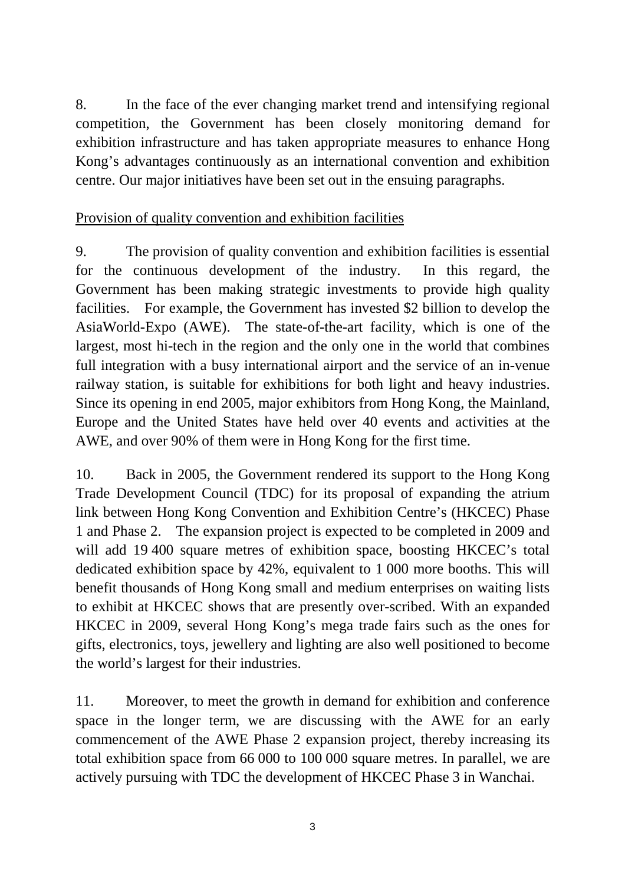8. In the face of the ever changing market trend and intensifying regional competition, the Government has been closely monitoring demand for exhibition infrastructure and has taken appropriate measures to enhance Hong Kong's advantages continuously as an international convention and exhibition centre. Our major initiatives have been set out in the ensuing paragraphs.

<u>Provision of quality convention and exhibition facilities</u>

9. The provision of quality convention and exhibition facilities is essential for the continuous development of the industry. In this regard, the Government has been making strategic investments to provide high quality facilities. For example, the Government has invested $2 billion to develop the AsiaWorld-Expo (AWE). The state-of-the-art facility, which is one of the largest, most hi-tech in the region and the only one in the world that combines full integration with a busy international airport and the service of an in-venue railway station, is suitable for exhibitions for both light and heavy industries. Since its opening in end 2005, major exhibitors from Hong Kong, the Mainland, Europe and the United States have held over 40 events and activities at the AWE, and over 90% of them were in Hong Kong for the first time.

10. Back in 2005, the Government rendered its support to the Hong Kong Trade Development Council (TDC) for its proposal of expanding the atrium link between Hong Kong Convention and Exhibition Centre's (HKCEC) Phase 1 and Phase 2. The expansion project is expected to be completed in 2009 and will add 19 400 square metres of exhibition space, boosting HKCEC's total dedicated exhibition space by 42%, equivalent to 1 000 more booths. This will benefit thousands of Hong Kong small and medium enterprises on waiting lists to exhibit at HKCEC shows that are presently over-scribed. With an expanded HKCEC in 2009, several Hong Kong's mega trade fairs such as the ones for gifts, electronics, toys, jewellery and lighting are also well positioned to become the world's largest for their industries.

11. Moreover, to meet the growth in demand for exhibition and conference space in the longer term, we are discussing with the AWE for an early commencement of the AWE Phase 2 expansion project, thereby increasing its total exhibition space from 66 000 to 100 000 square metres. In parallel, we are actively pursuing with TDC the development of HKCEC Phase 3 in Wanchai.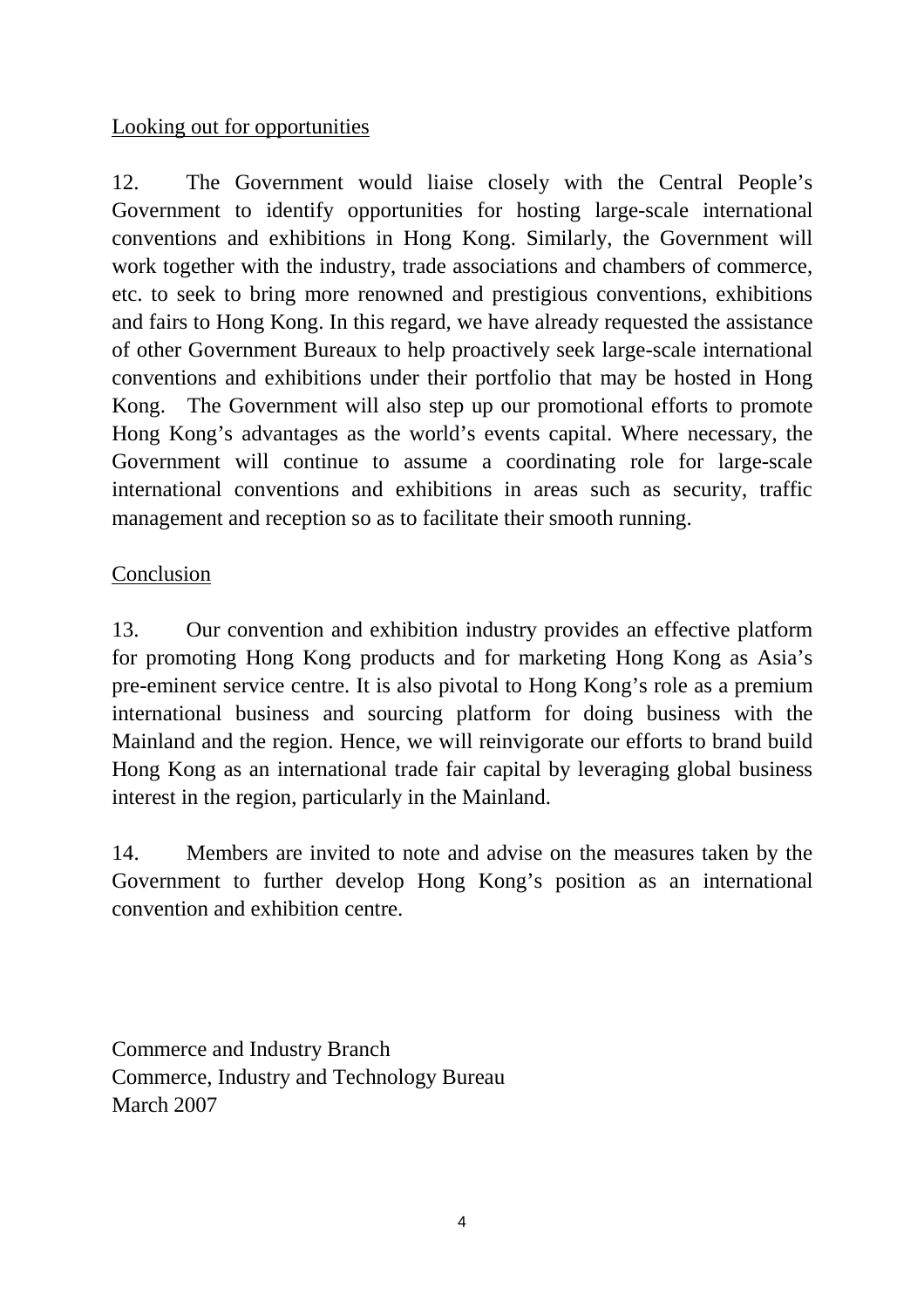Looking out for opportunities

12. The Government would liaise closely with the Central People's Government to identify opportunities for hosting large-scale international conventions and exhibitions in Hong Kong. Similarly, the Government will work together with the industry, trade associations and chambers of commerce, etc. to seek to bring more renowned and prestigious conventions, exhibitions and fairs to Hong Kong. In this regard, we have already requested the assistance of other Government Bureaux to help proactively seek large-scale international conventions and exhibitions under their portfolio that may be hosted in Hong Kong. The Government will also step up our promotional efforts to promote Hong Kong's advantages as the world's events capital. Where necessary, the Government will continue to assume a coordinating role for large-scale international conventions and exhibitions in areas such as security, traffic management and reception so as to facilitate their smooth running.

Conclusion

13. Our convention and exhibition industry provides an effective platform for promoting Hong Kong products and for marketing Hong Kong as Asia's pre-eminent service centre. It is also pivotal to Hong Kong's role as a premium international business and sourcing platform for doing business with the Mainland and the region. Hence, we will reinvigorate our efforts to brand build Hong Kong as an international trade fair capital by leveraging global business interest in the region, particularly in the Mainland.

14. Members are invited to note and advise on the measures taken by the Government to further develop Hong Kong's position as an international convention and exhibition centre.

Commerce and Industry Branch
Commerce, Industry and Technology Bureau
March 2007